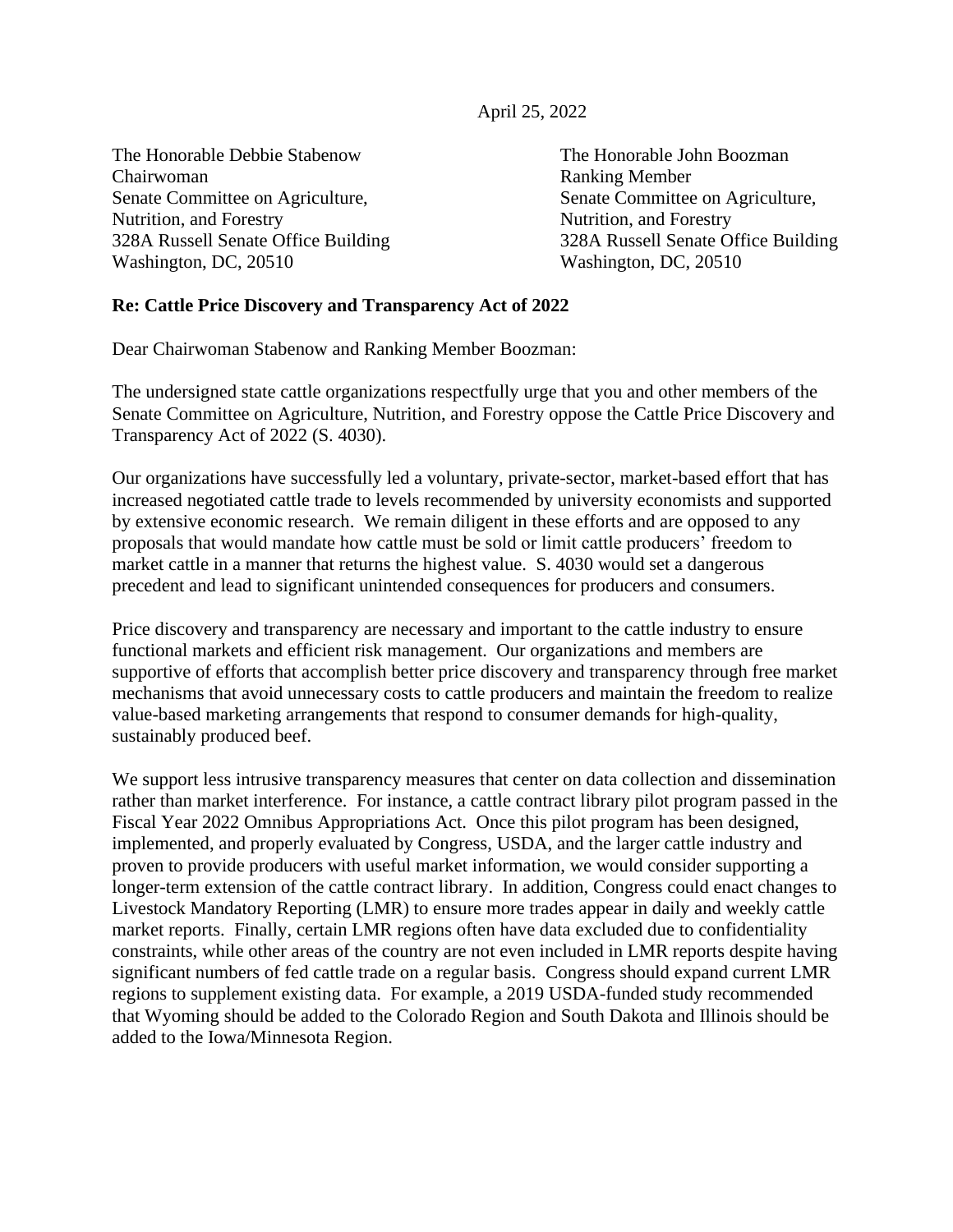April 25, 2022

The Honorable Debbie Stabenow
Chairwoman
Senate Committee on Agriculture, Nutrition, and Forestry
328A Russell Senate Office Building
Washington, DC, 20510

The Honorable John Boozman
Ranking Member
Senate Committee on Agriculture, Nutrition, and Forestry
328A Russell Senate Office Building
Washington, DC, 20510

**Re: Cattle Price Discovery and Transparency Act of 2022**

Dear Chairwoman Stabenow and Ranking Member Boozman:

The undersigned state cattle organizations respectfully urge that you and other members of the Senate Committee on Agriculture, Nutrition, and Forestry oppose the Cattle Price Discovery and Transparency Act of 2022 (S. 4030).

Our organizations have successfully led a voluntary, private-sector, market-based effort that has increased negotiated cattle trade to levels recommended by university economists and supported by extensive economic research. We remain diligent in these efforts and are opposed to any proposals that would mandate how cattle must be sold or limit cattle producers' freedom to market cattle in a manner that returns the highest value. S. 4030 would set a dangerous precedent and lead to significant unintended consequences for producers and consumers.

Price discovery and transparency are necessary and important to the cattle industry to ensure functional markets and efficient risk management. Our organizations and members are supportive of efforts that accomplish better price discovery and transparency through free market mechanisms that avoid unnecessary costs to cattle producers and maintain the freedom to realize value-based marketing arrangements that respond to consumer demands for high-quality, sustainably produced beef.

We support less intrusive transparency measures that center on data collection and dissemination rather than market interference. For instance, a cattle contract library pilot program passed in the Fiscal Year 2022 Omnibus Appropriations Act. Once this pilot program has been designed, implemented, and properly evaluated by Congress, USDA, and the larger cattle industry and proven to provide producers with useful market information, we would consider supporting a longer-term extension of the cattle contract library. In addition, Congress could enact changes to Livestock Mandatory Reporting (LMR) to ensure more trades appear in daily and weekly cattle market reports. Finally, certain LMR regions often have data excluded due to confidentiality constraints, while other areas of the country are not even included in LMR reports despite having significant numbers of fed cattle trade on a regular basis. Congress should expand current LMR regions to supplement existing data. For example, a 2019 USDA-funded study recommended that Wyoming should be added to the Colorado Region and South Dakota and Illinois should be added to the Iowa/Minnesota Region.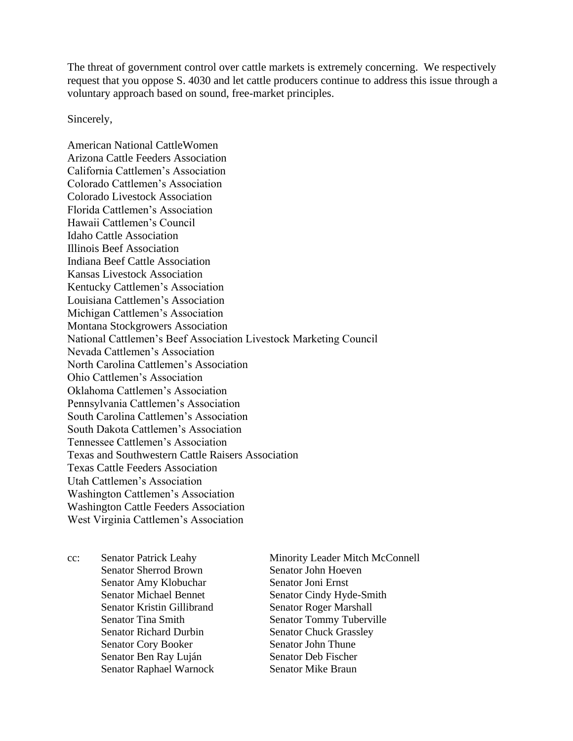The threat of government control over cattle markets is extremely concerning. We respectively request that you oppose S. 4030 and let cattle producers continue to address this issue through a voluntary approach based on sound, free-market principles.

Sincerely,

American National CattleWomen
Arizona Cattle Feeders Association
California Cattlemen's Association
Colorado Cattlemen's Association
Colorado Livestock Association
Florida Cattlemen's Association
Hawaii Cattlemen's Council
Idaho Cattle Association
Illinois Beef Association
Indiana Beef Cattle Association
Kansas Livestock Association
Kentucky Cattlemen's Association
Louisiana Cattlemen's Association
Michigan Cattlemen's Association
Montana Stockgrowers Association
National Cattlemen's Beef Association Livestock Marketing Council
Nevada Cattlemen's Association
North Carolina Cattlemen's Association
Ohio Cattlemen's Association
Oklahoma Cattlemen's Association
Pennsylvania Cattlemen's Association
South Carolina Cattlemen's Association
South Dakota Cattlemen's Association
Tennessee Cattlemen's Association
Texas and Southwestern Cattle Raisers Association
Texas Cattle Feeders Association
Utah Cattlemen's Association
Washington Cattlemen's Association
Washington Cattle Feeders Association
West Virginia Cattlemen's Association

cc:

Senator Patrick Leahy
Senator Sherrod Brown
Senator Amy Klobuchar
Senator Michael Bennet
Senator Kristin Gillibrand
Senator Tina Smith
Senator Richard Durbin
Senator Cory Booker
Senator Ben Ray Luján
Senator Raphael Warnock

Minority Leader Mitch McConnell
Senator John Hoeven
Senator Joni Ernst
Senator Cindy Hyde-Smith
Senator Roger Marshall
Senator Tommy Tuberville
Senator Chuck Grassley
Senator John Thune
Senator Deb Fischer
Senator Mike Braun